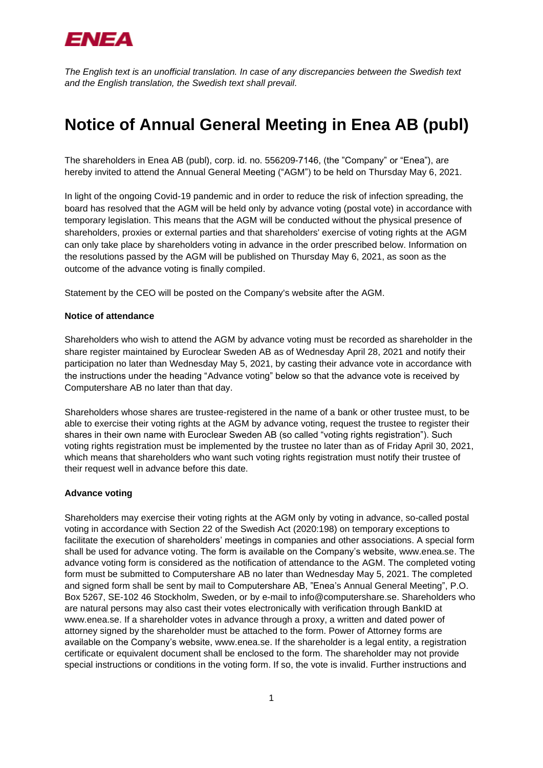ENEA

*The English text is an unofficial translation. In case of any discrepancies between the Swedish text and the English translation, the Swedish text shall prevail.*

# Notice of Annual General Meeting in Enea AB (publ)

The shareholders in Enea AB (publ), corp. id. no. 556209-7146, (the "Company" or "Enea"), are hereby invited to attend the Annual General Meeting ("AGM") to be held on Thursday May 6, 2021.

In light of the ongoing Covid-19 pandemic and in order to reduce the risk of infection spreading, the board has resolved that the AGM will be held only by advance voting (postal vote) in accordance with temporary legislation. This means that the AGM will be conducted without the physical presence of shareholders, proxies or external parties and that shareholders' exercise of voting rights at the AGM can only take place by shareholders voting in advance in the order prescribed below. Information on the resolutions passed by the AGM will be published on Thursday May 6, 2021, as soon as the outcome of the advance voting is finally compiled.

Statement by the CEO will be posted on the Company's website after the AGM.

**Notice of attendance**

Shareholders who wish to attend the AGM by advance voting must be recorded as shareholder in the share register maintained by Euroclear Sweden AB as of Wednesday April 28, 2021 and notify their participation no later than Wednesday May 5, 2021, by casting their advance vote in accordance with the instructions under the heading "Advance voting" below so that the advance vote is received by Computershare AB no later than that day.

Shareholders whose shares are trustee-registered in the name of a bank or other trustee must, to be able to exercise their voting rights at the AGM by advance voting, request the trustee to register their shares in their own name with Euroclear Sweden AB (so called "voting rights registration"). Such voting rights registration must be implemented by the trustee no later than as of Friday April 30, 2021, which means that shareholders who want such voting rights registration must notify their trustee of their request well in advance before this date.

**Advance voting**

Shareholders may exercise their voting rights at the AGM only by voting in advance, so-called postal voting in accordance with Section 22 of the Swedish Act (2020:198) on temporary exceptions to facilitate the execution of shareholders' meetings in companies and other associations. A special form shall be used for advance voting. The form is available on the Company's website, www.enea.se. The advance voting form is considered as the notification of attendance to the AGM. The completed voting form must be submitted to Computershare AB no later than Wednesday May 5, 2021. The completed and signed form shall be sent by mail to Computershare AB, "Enea's Annual General Meeting", P.O. Box 5267, SE-102 46 Stockholm, Sweden, or by e-mail to info@computershare.se. Shareholders who are natural persons may also cast their votes electronically with verification through BankID at www.enea.se. If a shareholder votes in advance through a proxy, a written and dated power of attorney signed by the shareholder must be attached to the form. Power of Attorney forms are available on the Company's website, www.enea.se. If the shareholder is a legal entity, a registration certificate or equivalent document shall be enclosed to the form. The shareholder may not provide special instructions or conditions in the voting form. If so, the vote is invalid. Further instructions and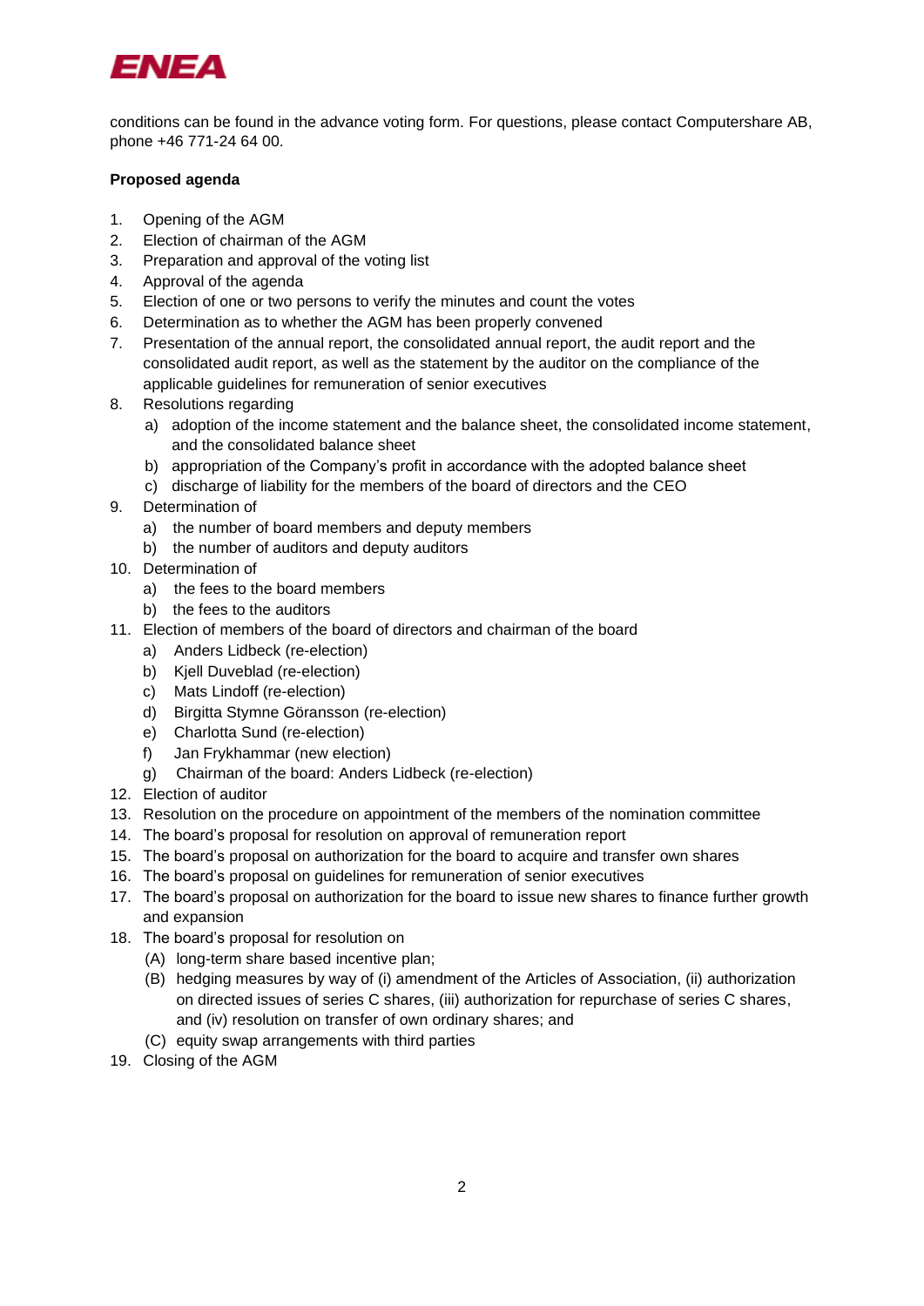conditions can be found in the advance voting form. For questions, please contact Computershare AB, phone +46 771-24 64 00.

**Proposed agenda**

1. Opening of the AGM
2. Election of chairman of the AGM
3. Preparation and approval of the voting list
4. Approval of the agenda
5. Election of one or two persons to verify the minutes and count the votes
6. Determination as to whether the AGM has been properly convened
7. Presentation of the annual report, the consolidated annual report, the audit report and the consolidated audit report, as well as the statement by the auditor on the compliance of the applicable guidelines for remuneration of senior executives
8. Resolutions regarding
   a) adoption of the income statement and the balance sheet, the consolidated income statement, and the consolidated balance sheet
   b) appropriation of the Company's profit in accordance with the adopted balance sheet
   c) discharge of liability for the members of the board of directors and the CEO
9. Determination of
   a) the number of board members and deputy members
   b) the number of auditors and deputy auditors
10. Determination of
    a) the fees to the board members
    b) the fees to the auditors
11. Election of members of the board of directors and chairman of the board
    a) Anders Lidbeck (re-election)
    b) Kjell Duveblad (re-election)
    c) Mats Lindoff (re-election)
    d) Birgitta Stymne Göransson (re-election)
    e) Charlotta Sund (re-election)
    f) Jan Frykhammar (new election)
    g) Chairman of the board: Anders Lidbeck (re-election)
12. Election of auditor
13. Resolution on the procedure on appointment of the members of the nomination committee
14. The board's proposal for resolution on approval of remuneration report
15. The board's proposal on authorization for the board to acquire and transfer own shares
16. The board's proposal on guidelines for remuneration of senior executives
17. The board's proposal on authorization for the board to issue new shares to finance further growth and expansion
18. The board's proposal for resolution on
    (A) long-term share based incentive plan;
    (B) hedging measures by way of (i) amendment of the Articles of Association, (ii) authorization on directed issues of series C shares, (iii) authorization for repurchase of series C shares, and (iv) resolution on transfer of own ordinary shares; and
    (C) equity swap arrangements with third parties
19. Closing of the AGM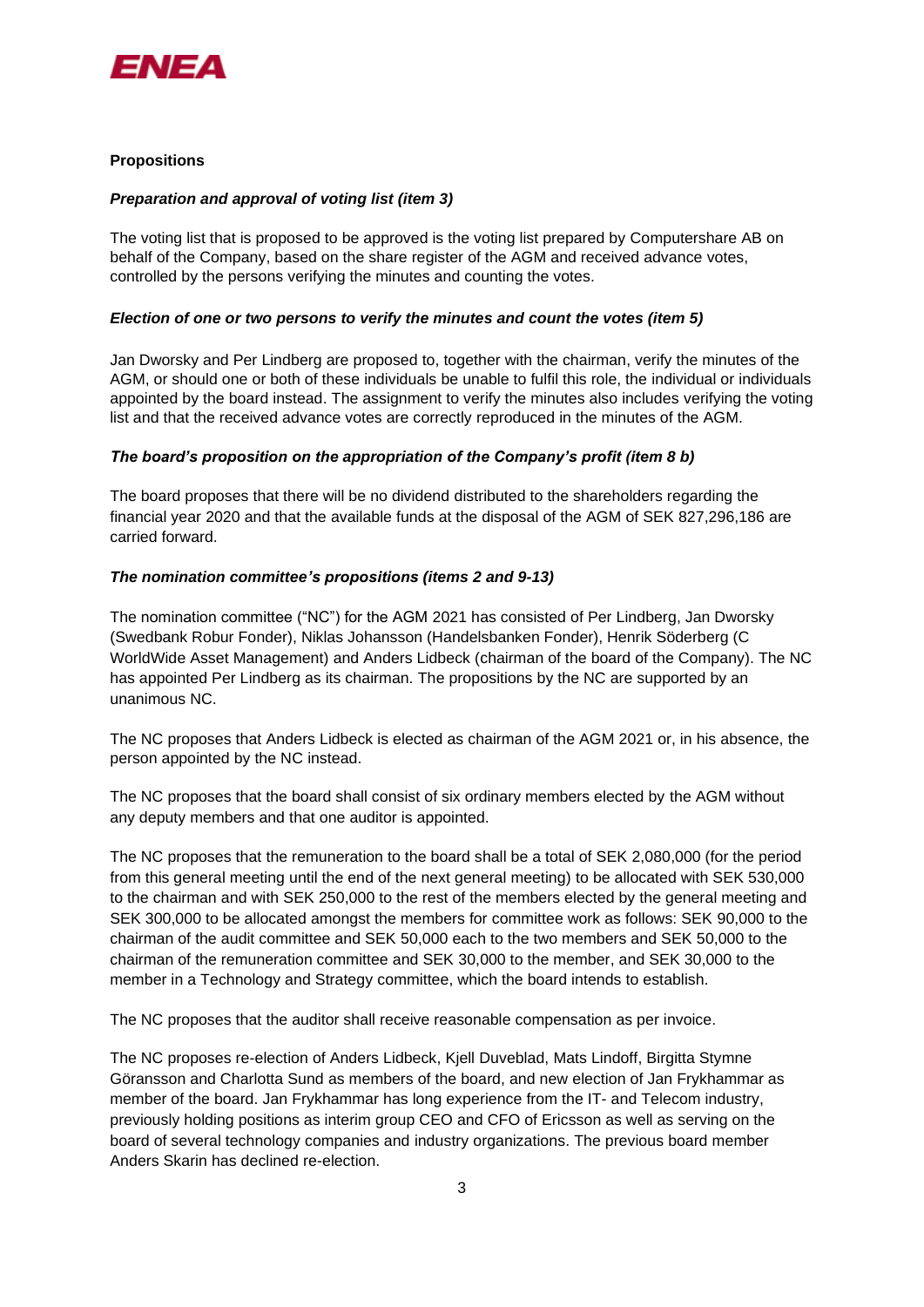**Propositions**

***Preparation and approval of voting list (item 3)***

The voting list that is proposed to be approved is the voting list prepared by Computershare AB on behalf of the Company, based on the share register of the AGM and received advance votes, controlled by the persons verifying the minutes and counting the votes.

***Election of one or two persons to verify the minutes and count the votes (item 5)***

Jan Dworsky and Per Lindberg are proposed to, together with the chairman, verify the minutes of the AGM, or should one or both of these individuals be unable to fulfil this role, the individual or individuals appointed by the board instead. The assignment to verify the minutes also includes verifying the voting list and that the received advance votes are correctly reproduced in the minutes of the AGM.

***The board's proposition on the appropriation of the Company's profit (item 8 b)***

The board proposes that there will be no dividend distributed to the shareholders regarding the financial year 2020 and that the available funds at the disposal of the AGM of SEK 827,296,186 are carried forward.

***The nomination committee's propositions (items 2 and 9-13)***

The nomination committee ("NC") for the AGM 2021 has consisted of Per Lindberg, Jan Dworsky (Swedbank Robur Fonder), Niklas Johansson (Handelsbanken Fonder), Henrik Söderberg (C WorldWide Asset Management) and Anders Lidbeck (chairman of the board of the Company). The NC has appointed Per Lindberg as its chairman. The propositions by the NC are supported by an unanimous NC.

The NC proposes that Anders Lidbeck is elected as chairman of the AGM 2021 or, in his absence, the person appointed by the NC instead.

The NC proposes that the board shall consist of six ordinary members elected by the AGM without any deputy members and that one auditor is appointed.

The NC proposes that the remuneration to the board shall be a total of SEK 2,080,000 (for the period from this general meeting until the end of the next general meeting) to be allocated with SEK 530,000 to the chairman and with SEK 250,000 to the rest of the members elected by the general meeting and SEK 300,000 to be allocated amongst the members for committee work as follows: SEK 90,000 to the chairman of the audit committee and SEK 50,000 each to the two members and SEK 50,000 to the chairman of the remuneration committee and SEK 30,000 to the member, and SEK 30,000 to the member in a Technology and Strategy committee, which the board intends to establish.

The NC proposes that the auditor shall receive reasonable compensation as per invoice.

The NC proposes re-election of Anders Lidbeck, Kjell Duveblad, Mats Lindoff, Birgitta Stymne Göransson and Charlotta Sund as members of the board, and new election of Jan Frykhammar as member of the board. Jan Frykhammar has long experience from the IT- and Telecom industry, previously holding positions as interim group CEO and CFO of Ericsson as well as serving on the board of several technology companies and industry organizations. The previous board member Anders Skarin has declined re-election.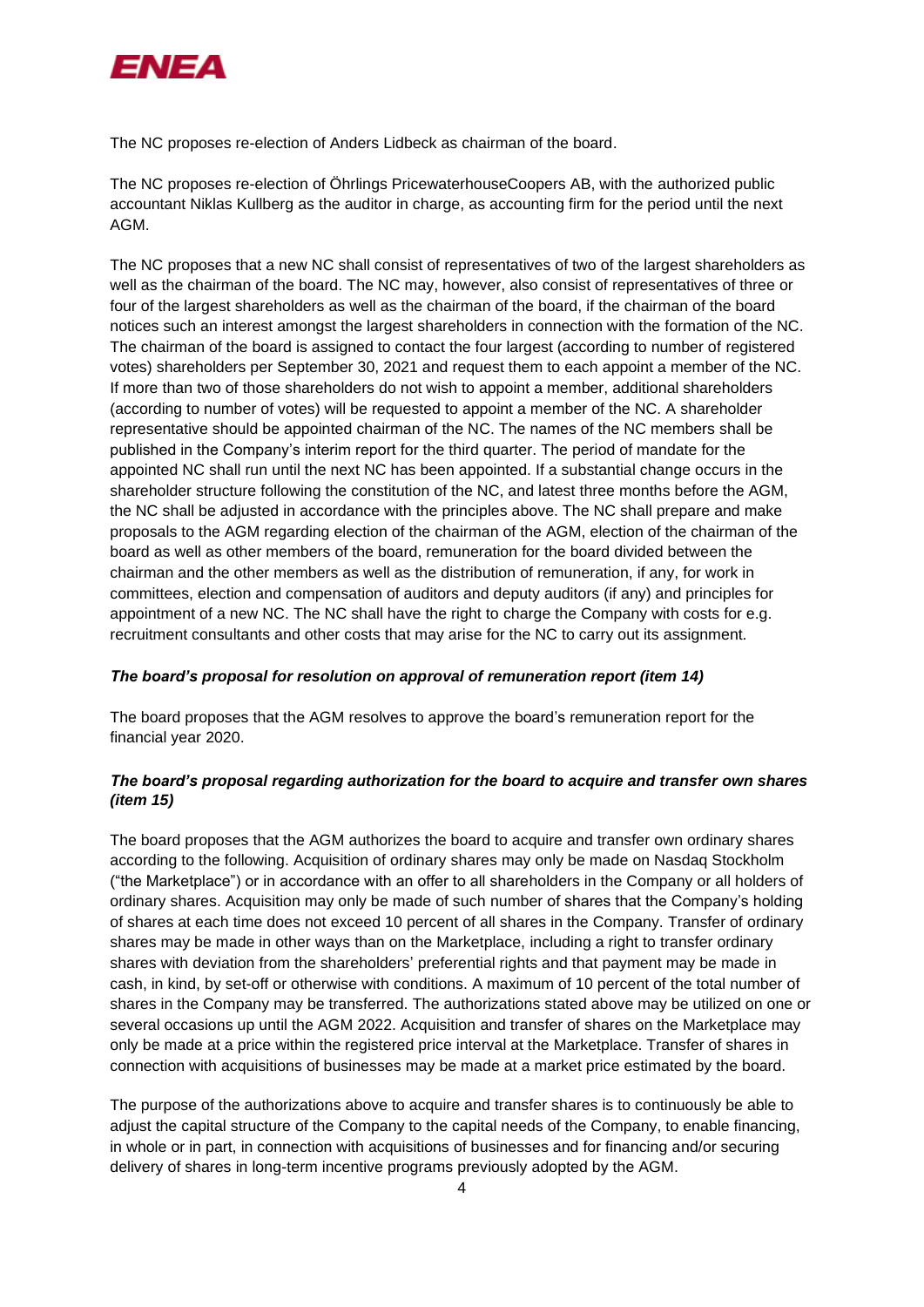The NC proposes re-election of Anders Lidbeck as chairman of the board.

The NC proposes re-election of Öhrlings PricewaterhouseCoopers AB, with the authorized public accountant Niklas Kullberg as the auditor in charge, as accounting firm for the period until the next AGM.

The NC proposes that a new NC shall consist of representatives of two of the largest shareholders as well as the chairman of the board. The NC may, however, also consist of representatives of three or four of the largest shareholders as well as the chairman of the board, if the chairman of the board notices such an interest amongst the largest shareholders in connection with the formation of the NC. The chairman of the board is assigned to contact the four largest (according to number of registered votes) shareholders per September 30, 2021 and request them to each appoint a member of the NC. If more than two of those shareholders do not wish to appoint a member, additional shareholders (according to number of votes) will be requested to appoint a member of the NC. A shareholder representative should be appointed chairman of the NC. The names of the NC members shall be published in the Company's interim report for the third quarter. The period of mandate for the appointed NC shall run until the next NC has been appointed. If a substantial change occurs in the shareholder structure following the constitution of the NC, and latest three months before the AGM, the NC shall be adjusted in accordance with the principles above. The NC shall prepare and make proposals to the AGM regarding election of the chairman of the AGM, election of the chairman of the board as well as other members of the board, remuneration for the board divided between the chairman and the other members as well as the distribution of remuneration, if any, for work in committees, election and compensation of auditors and deputy auditors (if any) and principles for appointment of a new NC. The NC shall have the right to charge the Company with costs for e.g. recruitment consultants and other costs that may arise for the NC to carry out its assignment.

***The board's proposal for resolution on approval of remuneration report (item 14)***

The board proposes that the AGM resolves to approve the board's remuneration report for the financial year 2020.

***The board's proposal regarding authorization for the board to acquire and transfer own shares (item 15)***

The board proposes that the AGM authorizes the board to acquire and transfer own ordinary shares according to the following. Acquisition of ordinary shares may only be made on Nasdaq Stockholm ("the Marketplace") or in accordance with an offer to all shareholders in the Company or all holders of ordinary shares. Acquisition may only be made of such number of shares that the Company's holding of shares at each time does not exceed 10 percent of all shares in the Company. Transfer of ordinary shares may be made in other ways than on the Marketplace, including a right to transfer ordinary shares with deviation from the shareholders' preferential rights and that payment may be made in cash, in kind, by set-off or otherwise with conditions. A maximum of 10 percent of the total number of shares in the Company may be transferred. The authorizations stated above may be utilized on one or several occasions up until the AGM 2022. Acquisition and transfer of shares on the Marketplace may only be made at a price within the registered price interval at the Marketplace. Transfer of shares in connection with acquisitions of businesses may be made at a market price estimated by the board.

The purpose of the authorizations above to acquire and transfer shares is to continuously be able to adjust the capital structure of the Company to the capital needs of the Company, to enable financing, in whole or in part, in connection with acquisitions of businesses and for financing and/or securing delivery of shares in long-term incentive programs previously adopted by the AGM.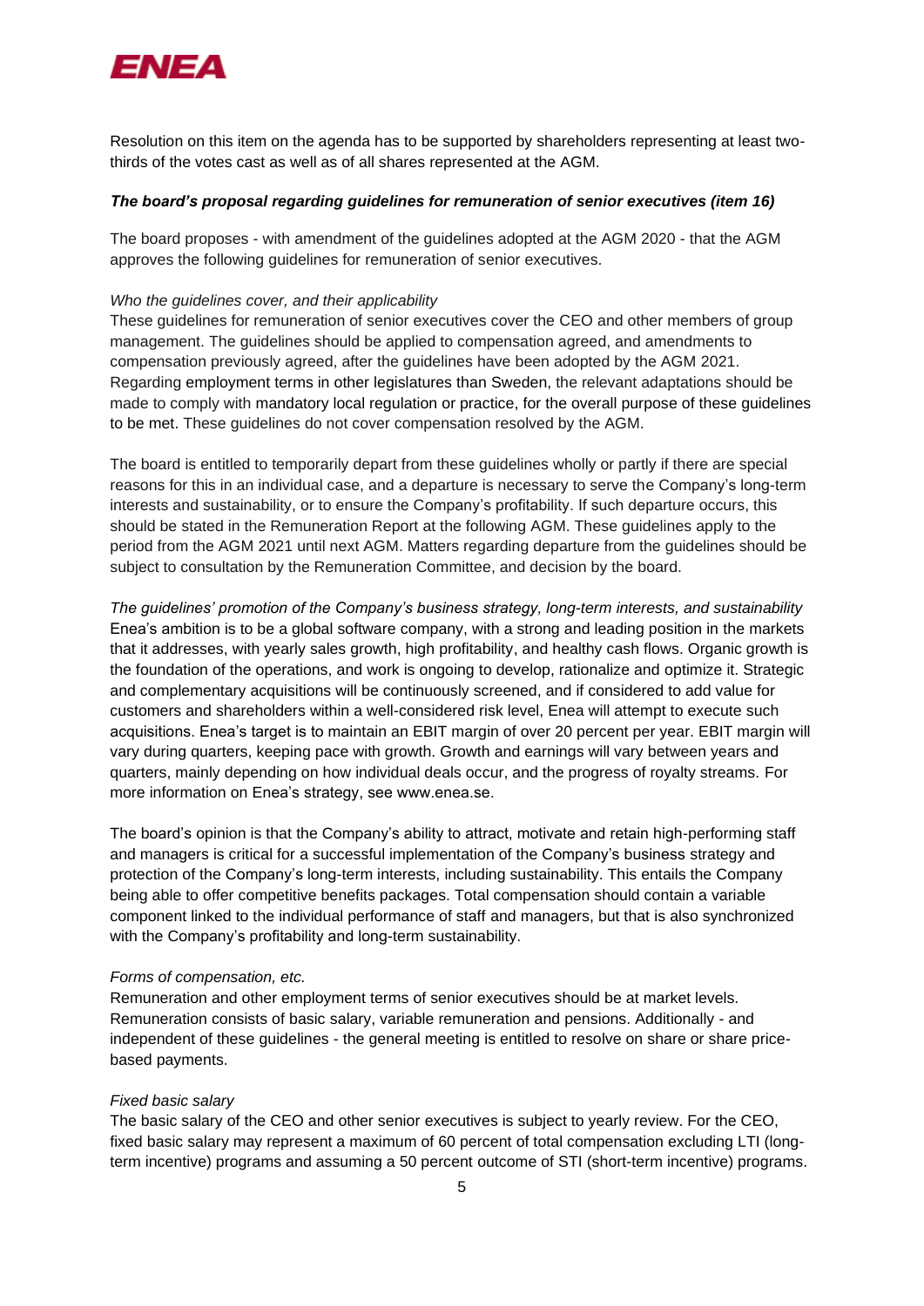Resolution on this item on the agenda has to be supported by shareholders representing at least two-thirds of the votes cast as well as of all shares represented at the AGM.

***The board's proposal regarding guidelines for remuneration of senior executives (item 16)***

The board proposes - with amendment of the guidelines adopted at the AGM 2020 - that the AGM approves the following guidelines for remuneration of senior executives.

*Who the guidelines cover, and their applicability*

These guidelines for remuneration of senior executives cover the CEO and other members of group management. The guidelines should be applied to compensation agreed, and amendments to compensation previously agreed, after the guidelines have been adopted by the AGM 2021. Regarding employment terms in other legislatures than Sweden, the relevant adaptations should be made to comply with mandatory local regulation or practice, for the overall purpose of these guidelines to be met. These guidelines do not cover compensation resolved by the AGM.

The board is entitled to temporarily depart from these guidelines wholly or partly if there are special reasons for this in an individual case, and a departure is necessary to serve the Company's long-term interests and sustainability, or to ensure the Company's profitability. If such departure occurs, this should be stated in the Remuneration Report at the following AGM. These guidelines apply to the period from the AGM 2021 until next AGM. Matters regarding departure from the guidelines should be subject to consultation by the Remuneration Committee, and decision by the board.

*The guidelines' promotion of the Company's business strategy, long-term interests, and sustainability*

Enea's ambition is to be a global software company, with a strong and leading position in the markets that it addresses, with yearly sales growth, high profitability, and healthy cash flows. Organic growth is the foundation of the operations, and work is ongoing to develop, rationalize and optimize it. Strategic and complementary acquisitions will be continuously screened, and if considered to add value for customers and shareholders within a well-considered risk level, Enea will attempt to execute such acquisitions. Enea's target is to maintain an EBIT margin of over 20 percent per year. EBIT margin will vary during quarters, keeping pace with growth. Growth and earnings will vary between years and quarters, mainly depending on how individual deals occur, and the progress of royalty streams. For more information on Enea's strategy, see www.enea.se.

The board's opinion is that the Company's ability to attract, motivate and retain high-performing staff and managers is critical for a successful implementation of the Company's business strategy and protection of the Company's long-term interests, including sustainability. This entails the Company being able to offer competitive benefits packages. Total compensation should contain a variable component linked to the individual performance of staff and managers, but that is also synchronized with the Company's profitability and long-term sustainability.

*Forms of compensation, etc.*

Remuneration and other employment terms of senior executives should be at market levels. Remuneration consists of basic salary, variable remuneration and pensions. Additionally - and independent of these guidelines - the general meeting is entitled to resolve on share or share price-based payments.

*Fixed basic salary*

The basic salary of the CEO and other senior executives is subject to yearly review. For the CEO, fixed basic salary may represent a maximum of 60 percent of total compensation excluding LTI (long-term incentive) programs and assuming a 50 percent outcome of STI (short-term incentive) programs.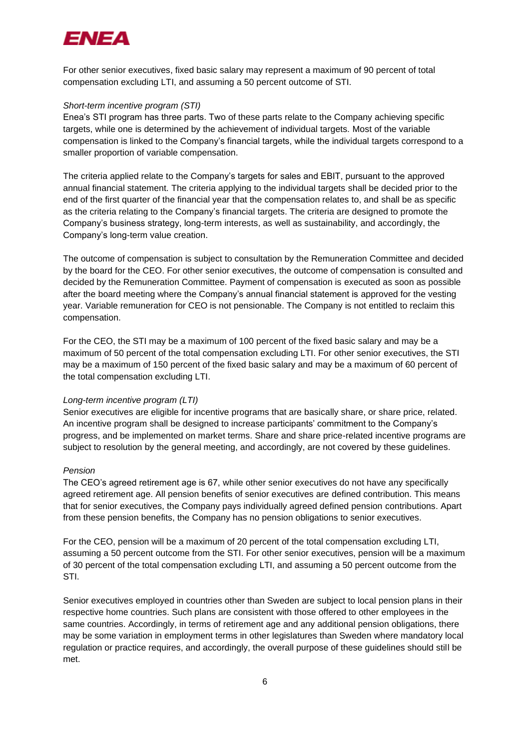For other senior executives, fixed basic salary may represent a maximum of 90 percent of total compensation excluding LTI, and assuming a 50 percent outcome of STI.

*Short-term incentive program (STI)*

Enea's STI program has three parts. Two of these parts relate to the Company achieving specific targets, while one is determined by the achievement of individual targets. Most of the variable compensation is linked to the Company's financial targets, while the individual targets correspond to a smaller proportion of variable compensation.

The criteria applied relate to the Company's targets for sales and EBIT, pursuant to the approved annual financial statement. The criteria applying to the individual targets shall be decided prior to the end of the first quarter of the financial year that the compensation relates to, and shall be as specific as the criteria relating to the Company's financial targets. The criteria are designed to promote the Company's business strategy, long-term interests, as well as sustainability, and accordingly, the Company's long-term value creation.

The outcome of compensation is subject to consultation by the Remuneration Committee and decided by the board for the CEO. For other senior executives, the outcome of compensation is consulted and decided by the Remuneration Committee. Payment of compensation is executed as soon as possible after the board meeting where the Company's annual financial statement is approved for the vesting year. Variable remuneration for CEO is not pensionable. The Company is not entitled to reclaim this compensation.

For the CEO, the STI may be a maximum of 100 percent of the fixed basic salary and may be a maximum of 50 percent of the total compensation excluding LTI. For other senior executives, the STI may be a maximum of 150 percent of the fixed basic salary and may be a maximum of 60 percent of the total compensation excluding LTI.

*Long-term incentive program (LTI)*

Senior executives are eligible for incentive programs that are basically share, or share price, related. An incentive program shall be designed to increase participants' commitment to the Company's progress, and be implemented on market terms. Share and share price-related incentive programs are subject to resolution by the general meeting, and accordingly, are not covered by these guidelines.

*Pension*

The CEO's agreed retirement age is 67, while other senior executives do not have any specifically agreed retirement age. All pension benefits of senior executives are defined contribution. This means that for senior executives, the Company pays individually agreed defined pension contributions. Apart from these pension benefits, the Company has no pension obligations to senior executives.

For the CEO, pension will be a maximum of 20 percent of the total compensation excluding LTI, assuming a 50 percent outcome from the STI. For other senior executives, pension will be a maximum of 30 percent of the total compensation excluding LTI, and assuming a 50 percent outcome from the STI.

Senior executives employed in countries other than Sweden are subject to local pension plans in their respective home countries. Such plans are consistent with those offered to other employees in the same countries. Accordingly, in terms of retirement age and any additional pension obligations, there may be some variation in employment terms in other legislatures than Sweden where mandatory local regulation or practice requires, and accordingly, the overall purpose of these guidelines should still be met.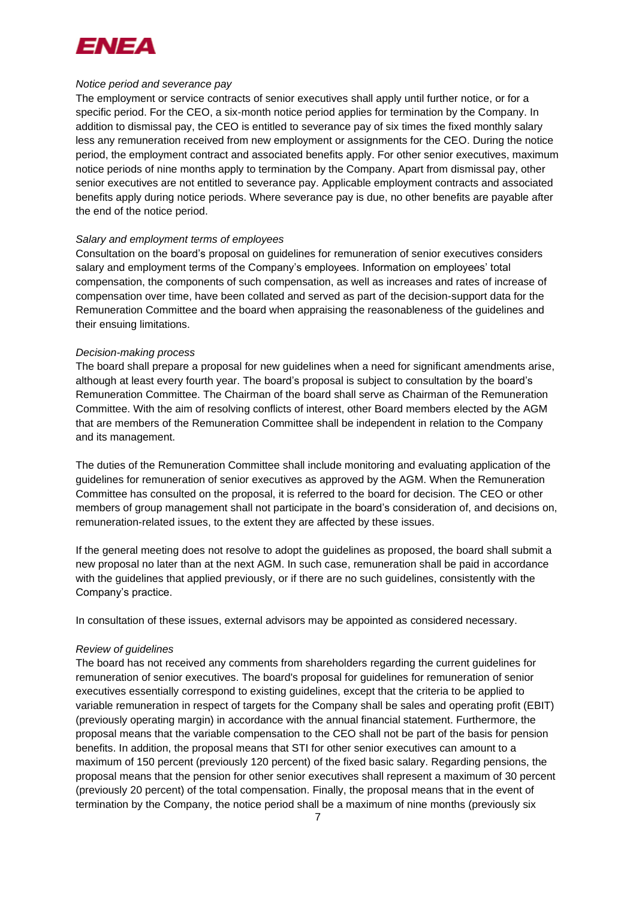*Notice period and severance pay*

The employment or service contracts of senior executives shall apply until further notice, or for a specific period. For the CEO, a six-month notice period applies for termination by the Company. In addition to dismissal pay, the CEO is entitled to severance pay of six times the fixed monthly salary less any remuneration received from new employment or assignments for the CEO. During the notice period, the employment contract and associated benefits apply. For other senior executives, maximum notice periods of nine months apply to termination by the Company. Apart from dismissal pay, other senior executives are not entitled to severance pay. Applicable employment contracts and associated benefits apply during notice periods. Where severance pay is due, no other benefits are payable after the end of the notice period.

*Salary and employment terms of employees*

Consultation on the board's proposal on guidelines for remuneration of senior executives considers salary and employment terms of the Company's employees. Information on employees' total compensation, the components of such compensation, as well as increases and rates of increase of compensation over time, have been collated and served as part of the decision-support data for the Remuneration Committee and the board when appraising the reasonableness of the guidelines and their ensuing limitations.

*Decision-making process*

The board shall prepare a proposal for new guidelines when a need for significant amendments arise, although at least every fourth year. The board's proposal is subject to consultation by the board's Remuneration Committee. The Chairman of the board shall serve as Chairman of the Remuneration Committee. With the aim of resolving conflicts of interest, other Board members elected by the AGM that are members of the Remuneration Committee shall be independent in relation to the Company and its management.

The duties of the Remuneration Committee shall include monitoring and evaluating application of the guidelines for remuneration of senior executives as approved by the AGM. When the Remuneration Committee has consulted on the proposal, it is referred to the board for decision. The CEO or other members of group management shall not participate in the board's consideration of, and decisions on, remuneration-related issues, to the extent they are affected by these issues.

If the general meeting does not resolve to adopt the guidelines as proposed, the board shall submit a new proposal no later than at the next AGM. In such case, remuneration shall be paid in accordance with the guidelines that applied previously, or if there are no such guidelines, consistently with the Company's practice.

In consultation of these issues, external advisors may be appointed as considered necessary.

*Review of guidelines*

The board has not received any comments from shareholders regarding the current guidelines for remuneration of senior executives. The board's proposal for guidelines for remuneration of senior executives essentially correspond to existing guidelines, except that the criteria to be applied to variable remuneration in respect of targets for the Company shall be sales and operating profit (EBIT) (previously operating margin) in accordance with the annual financial statement. Furthermore, the proposal means that the variable compensation to the CEO shall not be part of the basis for pension benefits. In addition, the proposal means that STI for other senior executives can amount to a maximum of 150 percent (previously 120 percent) of the fixed basic salary. Regarding pensions, the proposal means that the pension for other senior executives shall represent a maximum of 30 percent (previously 20 percent) of the total compensation. Finally, the proposal means that in the event of termination by the Company, the notice period shall be a maximum of nine months (previously six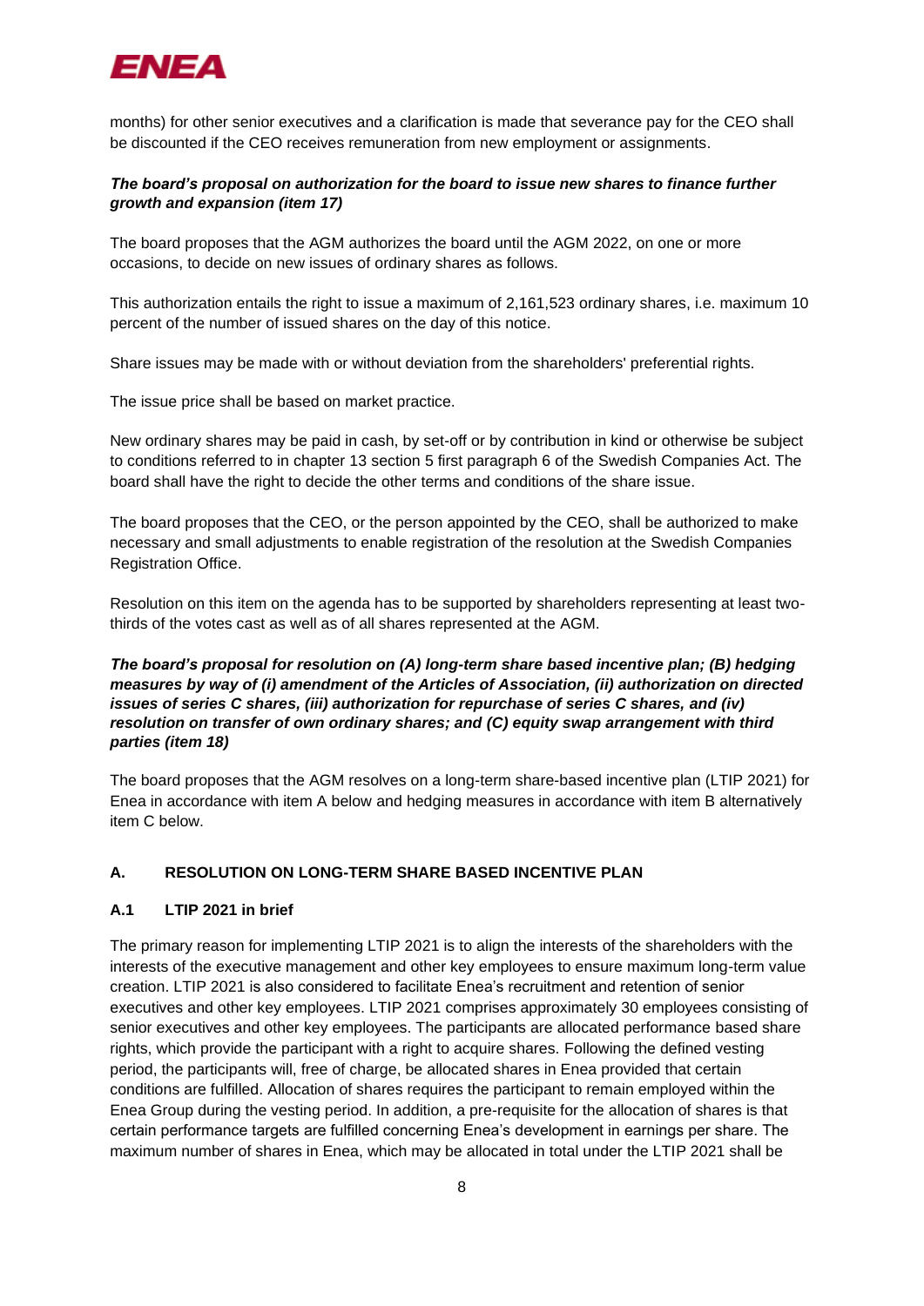months) for other senior executives and a clarification is made that severance pay for the CEO shall be discounted if the CEO receives remuneration from new employment or assignments.

***The board's proposal on authorization for the board to issue new shares to finance further growth and expansion (item 17)***

The board proposes that the AGM authorizes the board until the AGM 2022, on one or more occasions, to decide on new issues of ordinary shares as follows.

This authorization entails the right to issue a maximum of 2,161,523 ordinary shares, i.e. maximum 10 percent of the number of issued shares on the day of this notice.

Share issues may be made with or without deviation from the shareholders' preferential rights.

The issue price shall be based on market practice.

New ordinary shares may be paid in cash, by set-off or by contribution in kind or otherwise be subject to conditions referred to in chapter 13 section 5 first paragraph 6 of the Swedish Companies Act. The board shall have the right to decide the other terms and conditions of the share issue.

The board proposes that the CEO, or the person appointed by the CEO, shall be authorized to make necessary and small adjustments to enable registration of the resolution at the Swedish Companies Registration Office.

Resolution on this item on the agenda has to be supported by shareholders representing at least two-thirds of the votes cast as well as of all shares represented at the AGM.

***The board's proposal for resolution on (A) long-term share based incentive plan; (B) hedging measures by way of (i) amendment of the Articles of Association, (ii) authorization on directed issues of series C shares, (iii) authorization for repurchase of series C shares, and (iv) resolution on transfer of own ordinary shares; and (C) equity swap arrangement with third parties (item 18)***

The board proposes that the AGM resolves on a long-term share-based incentive plan (LTIP 2021) for Enea in accordance with item A below and hedging measures in accordance with item B alternatively item C below.

## A. RESOLUTION ON LONG-TERM SHARE BASED INCENTIVE PLAN

### A.1 LTIP 2021 in brief

The primary reason for implementing LTIP 2021 is to align the interests of the shareholders with the interests of the executive management and other key employees to ensure maximum long-term value creation. LTIP 2021 is also considered to facilitate Enea's recruitment and retention of senior executives and other key employees. LTIP 2021 comprises approximately 30 employees consisting of senior executives and other key employees. The participants are allocated performance based share rights, which provide the participant with a right to acquire shares. Following the defined vesting period, the participants will, free of charge, be allocated shares in Enea provided that certain conditions are fulfilled. Allocation of shares requires the participant to remain employed within the Enea Group during the vesting period. In addition, a pre-requisite for the allocation of shares is that certain performance targets are fulfilled concerning Enea's development in earnings per share. The maximum number of shares in Enea, which may be allocated in total under the LTIP 2021 shall be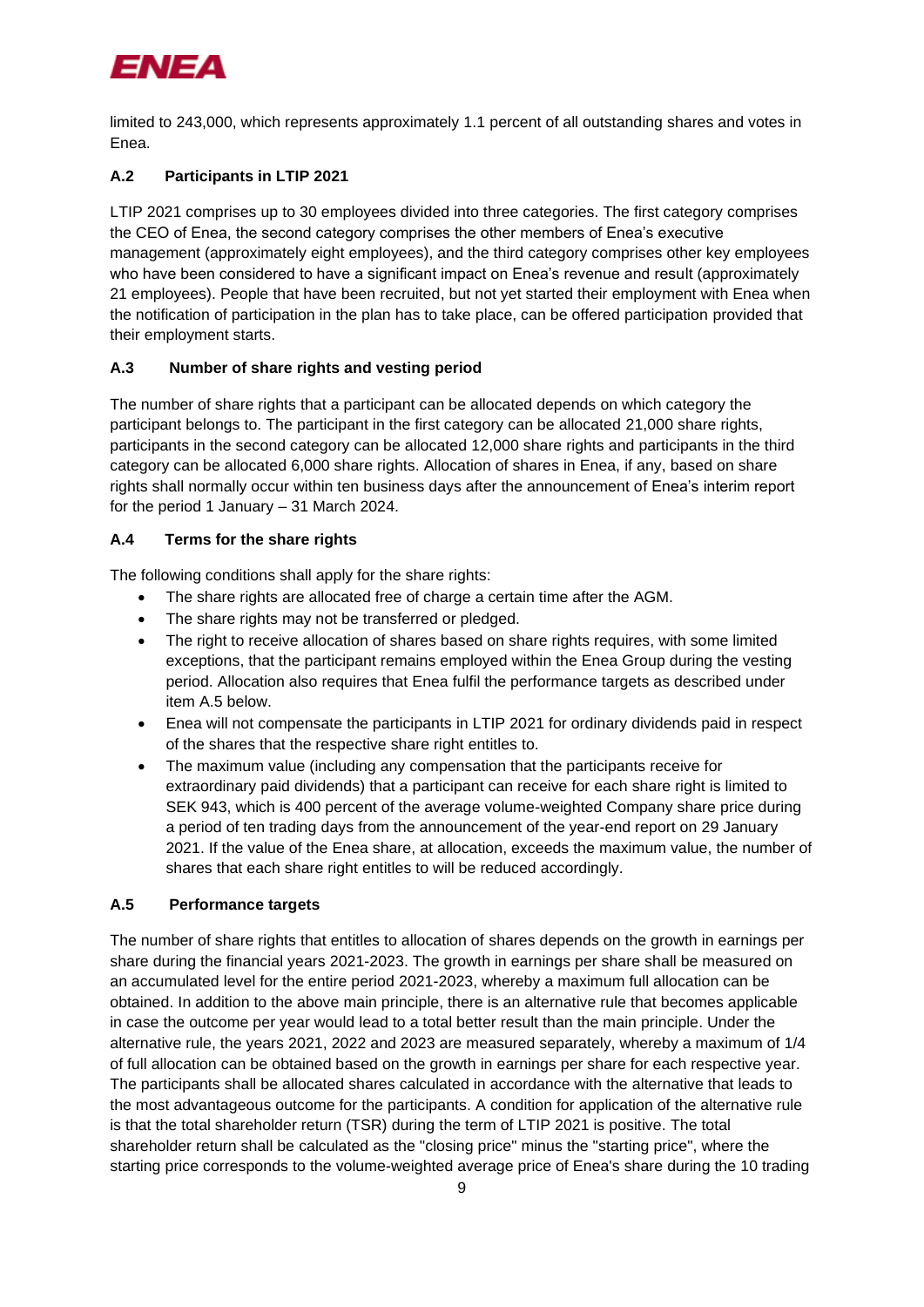limited to 243,000, which represents approximately 1.1 percent of all outstanding shares and votes in Enea.

### A.2 Participants in LTIP 2021

LTIP 2021 comprises up to 30 employees divided into three categories. The first category comprises the CEO of Enea, the second category comprises the other members of Enea's executive management (approximately eight employees), and the third category comprises other key employees who have been considered to have a significant impact on Enea's revenue and result (approximately 21 employees). People that have been recruited, but not yet started their employment with Enea when the notification of participation in the plan has to take place, can be offered participation provided that their employment starts.

### A.3 Number of share rights and vesting period

The number of share rights that a participant can be allocated depends on which category the participant belongs to. The participant in the first category can be allocated 21,000 share rights, participants in the second category can be allocated 12,000 share rights and participants in the third category can be allocated 6,000 share rights. Allocation of shares in Enea, if any, based on share rights shall normally occur within ten business days after the announcement of Enea's interim report for the period 1 January – 31 March 2024.

### A.4 Terms for the share rights

The following conditions shall apply for the share rights:

- The share rights are allocated free of charge a certain time after the AGM.
- The share rights may not be transferred or pledged.
- The right to receive allocation of shares based on share rights requires, with some limited exceptions, that the participant remains employed within the Enea Group during the vesting period. Allocation also requires that Enea fulfil the performance targets as described under item A.5 below.
- Enea will not compensate the participants in LTIP 2021 for ordinary dividends paid in respect of the shares that the respective share right entitles to.
- The maximum value (including any compensation that the participants receive for extraordinary paid dividends) that a participant can receive for each share right is limited to SEK 943, which is 400 percent of the average volume-weighted Company share price during a period of ten trading days from the announcement of the year-end report on 29 January 2021. If the value of the Enea share, at allocation, exceeds the maximum value, the number of shares that each share right entitles to will be reduced accordingly.

### A.5 Performance targets

The number of share rights that entitles to allocation of shares depends on the growth in earnings per share during the financial years 2021-2023. The growth in earnings per share shall be measured on an accumulated level for the entire period 2021-2023, whereby a maximum full allocation can be obtained. In addition to the above main principle, there is an alternative rule that becomes applicable in case the outcome per year would lead to a total better result than the main principle. Under the alternative rule, the years 2021, 2022 and 2023 are measured separately, whereby a maximum of 1/4 of full allocation can be obtained based on the growth in earnings per share for each respective year. The participants shall be allocated shares calculated in accordance with the alternative that leads to the most advantageous outcome for the participants. A condition for application of the alternative rule is that the total shareholder return (TSR) during the term of LTIP 2021 is positive. The total shareholder return shall be calculated as the "closing price" minus the "starting price", where the starting price corresponds to the volume-weighted average price of Enea's share during the 10 trading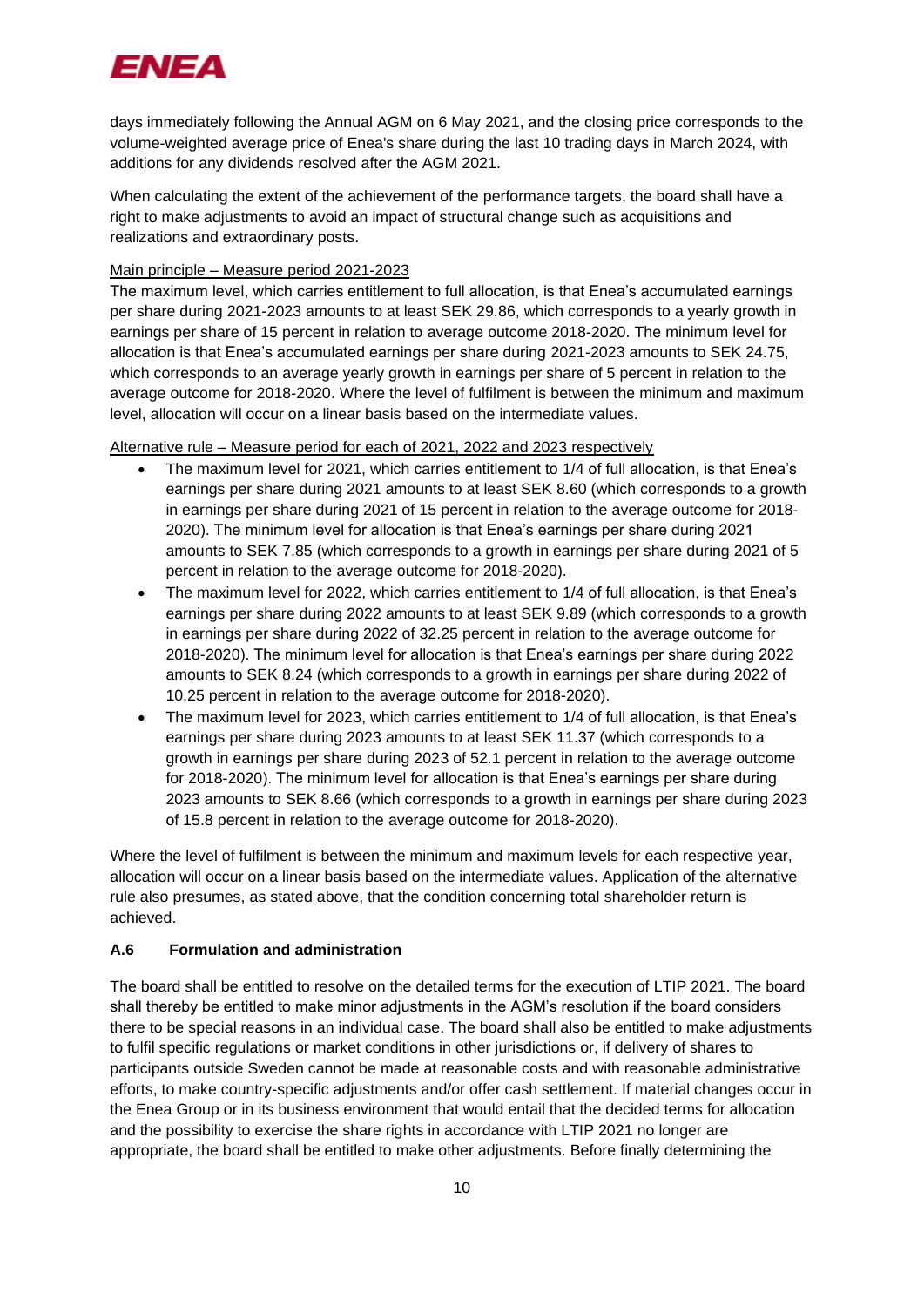days immediately following the Annual AGM on 6 May 2021, and the closing price corresponds to the volume-weighted average price of Enea's share during the last 10 trading days in March 2024, with additions for any dividends resolved after the AGM 2021.

When calculating the extent of the achievement of the performance targets, the board shall have a right to make adjustments to avoid an impact of structural change such as acquisitions and realizations and extraordinary posts.

Main principle – Measure period 2021-2023

The maximum level, which carries entitlement to full allocation, is that Enea's accumulated earnings per share during 2021-2023 amounts to at least SEK 29.86, which corresponds to a yearly growth in earnings per share of 15 percent in relation to average outcome 2018-2020. The minimum level for allocation is that Enea's accumulated earnings per share during 2021-2023 amounts to SEK 24.75, which corresponds to an average yearly growth in earnings per share of 5 percent in relation to the average outcome for 2018-2020. Where the level of fulfilment is between the minimum and maximum level, allocation will occur on a linear basis based on the intermediate values.

Alternative rule – Measure period for each of 2021, 2022 and 2023 respectively

- The maximum level for 2021, which carries entitlement to 1/4 of full allocation, is that Enea's earnings per share during 2021 amounts to at least SEK 8.60 (which corresponds to a growth in earnings per share during 2021 of 15 percent in relation to the average outcome for 2018-2020). The minimum level for allocation is that Enea's earnings per share during 2021 amounts to SEK 7.85 (which corresponds to a growth in earnings per share during 2021 of 5 percent in relation to the average outcome for 2018-2020).
- The maximum level for 2022, which carries entitlement to 1/4 of full allocation, is that Enea's earnings per share during 2022 amounts to at least SEK 9.89 (which corresponds to a growth in earnings per share during 2022 of 32.25 percent in relation to the average outcome for 2018-2020). The minimum level for allocation is that Enea's earnings per share during 2022 amounts to SEK 8.24 (which corresponds to a growth in earnings per share during 2022 of 10.25 percent in relation to the average outcome for 2018-2020).
- The maximum level for 2023, which carries entitlement to 1/4 of full allocation, is that Enea's earnings per share during 2023 amounts to at least SEK 11.37 (which corresponds to a growth in earnings per share during 2023 of 52.1 percent in relation to the average outcome for 2018-2020). The minimum level for allocation is that Enea's earnings per share during 2023 amounts to SEK 8.66 (which corresponds to a growth in earnings per share during 2023 of 15.8 percent in relation to the average outcome for 2018-2020).

Where the level of fulfilment is between the minimum and maximum levels for each respective year, allocation will occur on a linear basis based on the intermediate values. Application of the alternative rule also presumes, as stated above, that the condition concerning total shareholder return is achieved.

### A.6 Formulation and administration

The board shall be entitled to resolve on the detailed terms for the execution of LTIP 2021. The board shall thereby be entitled to make minor adjustments in the AGM's resolution if the board considers there to be special reasons in an individual case. The board shall also be entitled to make adjustments to fulfil specific regulations or market conditions in other jurisdictions or, if delivery of shares to participants outside Sweden cannot be made at reasonable costs and with reasonable administrative efforts, to make country-specific adjustments and/or offer cash settlement. If material changes occur in the Enea Group or in its business environment that would entail that the decided terms for allocation and the possibility to exercise the share rights in accordance with LTIP 2021 no longer are appropriate, the board shall be entitled to make other adjustments. Before finally determining the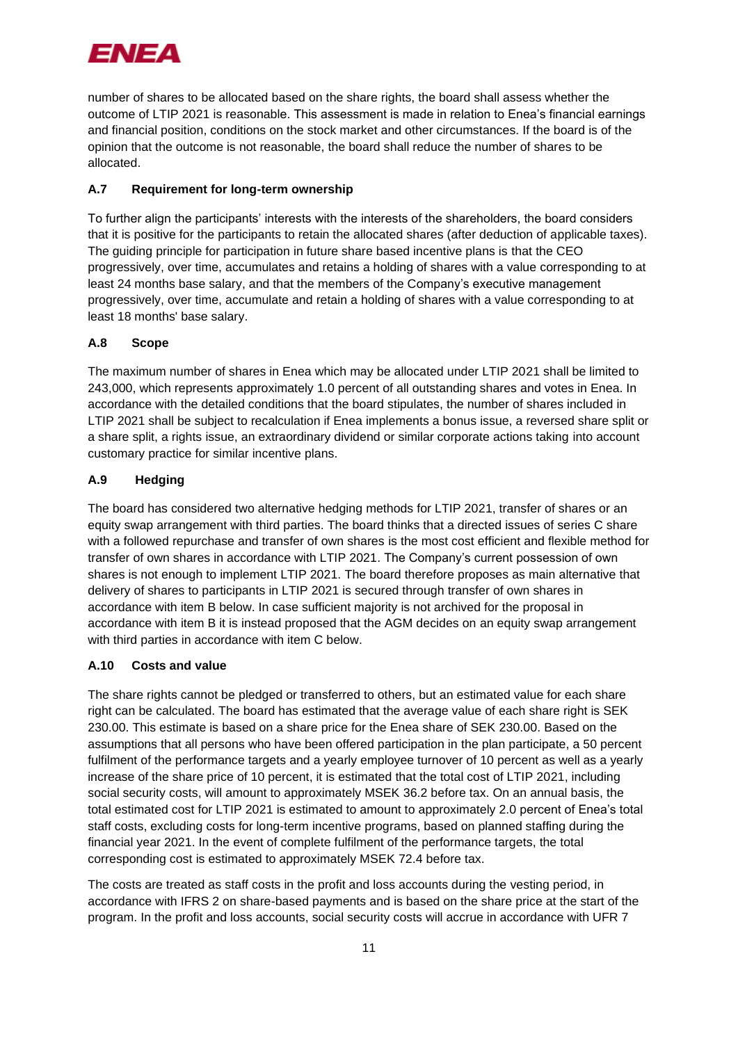number of shares to be allocated based on the share rights, the board shall assess whether the outcome of LTIP 2021 is reasonable. This assessment is made in relation to Enea's financial earnings and financial position, conditions on the stock market and other circumstances. If the board is of the opinion that the outcome is not reasonable, the board shall reduce the number of shares to be allocated.

### A.7 Requirement for long-term ownership

To further align the participants' interests with the interests of the shareholders, the board considers that it is positive for the participants to retain the allocated shares (after deduction of applicable taxes). The guiding principle for participation in future share based incentive plans is that the CEO progressively, over time, accumulates and retains a holding of shares with a value corresponding to at least 24 months base salary, and that the members of the Company's executive management progressively, over time, accumulate and retain a holding of shares with a value corresponding to at least 18 months' base salary.

### A.8 Scope

The maximum number of shares in Enea which may be allocated under LTIP 2021 shall be limited to 243,000, which represents approximately 1.0 percent of all outstanding shares and votes in Enea. In accordance with the detailed conditions that the board stipulates, the number of shares included in LTIP 2021 shall be subject to recalculation if Enea implements a bonus issue, a reversed share split or a share split, a rights issue, an extraordinary dividend or similar corporate actions taking into account customary practice for similar incentive plans.

### A.9 Hedging

The board has considered two alternative hedging methods for LTIP 2021, transfer of shares or an equity swap arrangement with third parties. The board thinks that a directed issues of series C share with a followed repurchase and transfer of own shares is the most cost efficient and flexible method for transfer of own shares in accordance with LTIP 2021. The Company's current possession of own shares is not enough to implement LTIP 2021. The board therefore proposes as main alternative that delivery of shares to participants in LTIP 2021 is secured through transfer of own shares in accordance with item B below. In case sufficient majority is not archived for the proposal in accordance with item B it is instead proposed that the AGM decides on an equity swap arrangement with third parties in accordance with item C below.

### A.10 Costs and value

The share rights cannot be pledged or transferred to others, but an estimated value for each share right can be calculated. The board has estimated that the average value of each share right is SEK 230.00. This estimate is based on a share price for the Enea share of SEK 230.00. Based on the assumptions that all persons who have been offered participation in the plan participate, a 50 percent fulfilment of the performance targets and a yearly employee turnover of 10 percent as well as a yearly increase of the share price of 10 percent, it is estimated that the total cost of LTIP 2021, including social security costs, will amount to approximately MSEK 36.2 before tax. On an annual basis, the total estimated cost for LTIP 2021 is estimated to amount to approximately 2.0 percent of Enea's total staff costs, excluding costs for long-term incentive programs, based on planned staffing during the financial year 2021. In the event of complete fulfilment of the performance targets, the total corresponding cost is estimated to approximately MSEK 72.4 before tax.

The costs are treated as staff costs in the profit and loss accounts during the vesting period, in accordance with IFRS 2 on share-based payments and is based on the share price at the start of the program. In the profit and loss accounts, social security costs will accrue in accordance with UFR 7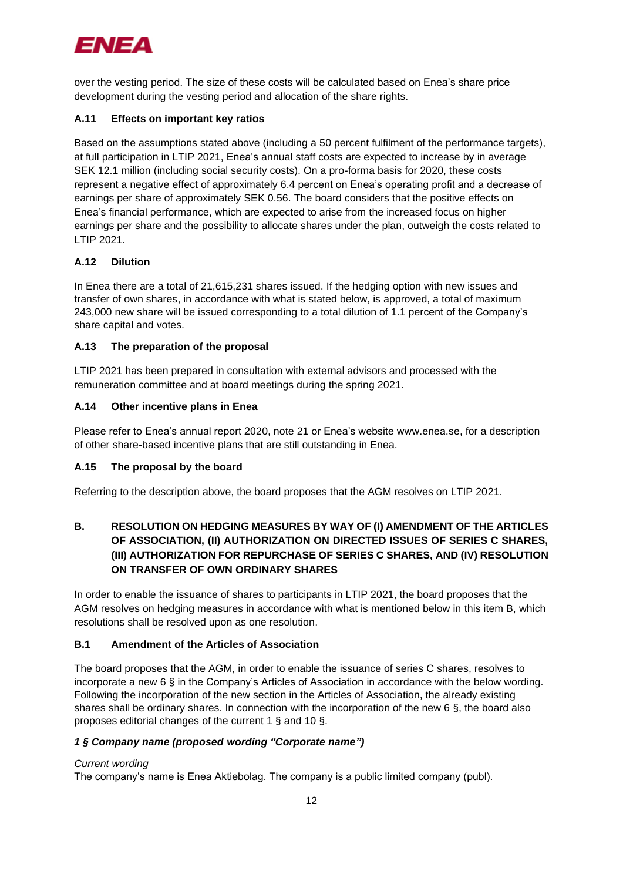over the vesting period. The size of these costs will be calculated based on Enea's share price development during the vesting period and allocation of the share rights.

### A.11 Effects on important key ratios

Based on the assumptions stated above (including a 50 percent fulfilment of the performance targets), at full participation in LTIP 2021, Enea's annual staff costs are expected to increase by in average SEK 12.1 million (including social security costs). On a pro-forma basis for 2020, these costs represent a negative effect of approximately 6.4 percent on Enea's operating profit and a decrease of earnings per share of approximately SEK 0.56. The board considers that the positive effects on Enea's financial performance, which are expected to arise from the increased focus on higher earnings per share and the possibility to allocate shares under the plan, outweigh the costs related to LTIP 2021.

### A.12 Dilution

In Enea there are a total of 21,615,231 shares issued. If the hedging option with new issues and transfer of own shares, in accordance with what is stated below, is approved, a total of maximum 243,000 new share will be issued corresponding to a total dilution of 1.1 percent of the Company's share capital and votes.

### A.13 The preparation of the proposal

LTIP 2021 has been prepared in consultation with external advisors and processed with the remuneration committee and at board meetings during the spring 2021.

### A.14 Other incentive plans in Enea

Please refer to Enea's annual report 2020, note 21 or Enea's website www.enea.se, for a description of other share-based incentive plans that are still outstanding in Enea.

### A.15 The proposal by the board

Referring to the description above, the board proposes that the AGM resolves on LTIP 2021.

## B. RESOLUTION ON HEDGING MEASURES BY WAY OF (I) AMENDMENT OF THE ARTICLES OF ASSOCIATION, (II) AUTHORIZATION ON DIRECTED ISSUES OF SERIES C SHARES, (III) AUTHORIZATION FOR REPURCHASE OF SERIES C SHARES, AND (IV) RESOLUTION ON TRANSFER OF OWN ORDINARY SHARES

In order to enable the issuance of shares to participants in LTIP 2021, the board proposes that the AGM resolves on hedging measures in accordance with what is mentioned below in this item B, which resolutions shall be resolved upon as one resolution.

### B.1 Amendment of the Articles of Association

The board proposes that the AGM, in order to enable the issuance of series C shares, resolves to incorporate a new 6 § in the Company's Articles of Association in accordance with the below wording. Following the incorporation of the new section in the Articles of Association, the already existing shares shall be ordinary shares. In connection with the incorporation of the new 6 §, the board also proposes editorial changes of the current 1 § and 10 §.

***1 § Company name (proposed wording "Corporate name")***

*Current wording*
The company's name is Enea Aktiebolag. The company is a public limited company (publ).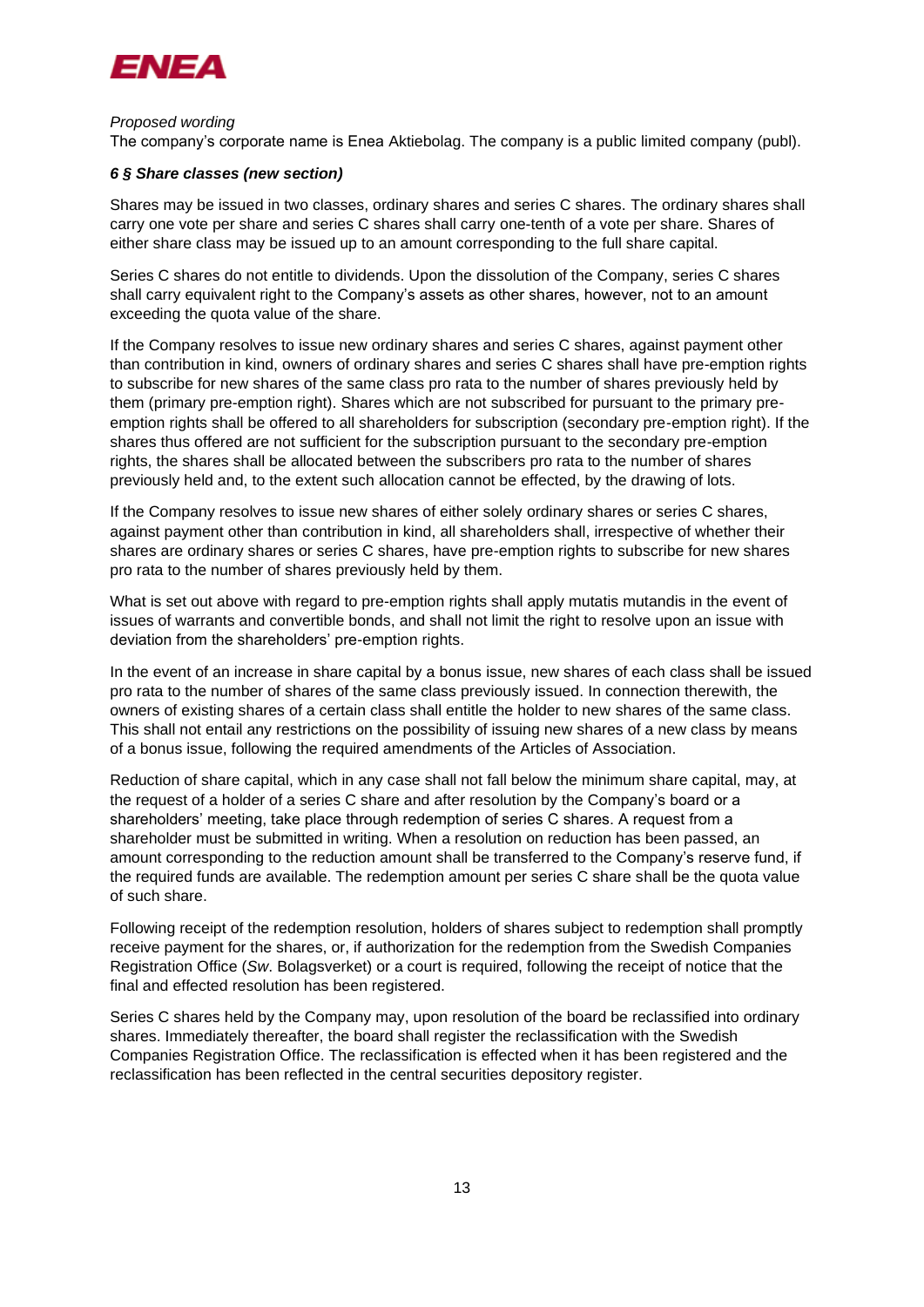*Proposed wording*

The company's corporate name is Enea Aktiebolag. The company is a public limited company (publ).

***6 § Share classes (new section)***

Shares may be issued in two classes, ordinary shares and series C shares. The ordinary shares shall carry one vote per share and series C shares shall carry one-tenth of a vote per share. Shares of either share class may be issued up to an amount corresponding to the full share capital.

Series C shares do not entitle to dividends. Upon the dissolution of the Company, series C shares shall carry equivalent right to the Company's assets as other shares, however, not to an amount exceeding the quota value of the share.

If the Company resolves to issue new ordinary shares and series C shares, against payment other than contribution in kind, owners of ordinary shares and series C shares shall have pre-emption rights to subscribe for new shares of the same class pro rata to the number of shares previously held by them (primary pre-emption right). Shares which are not subscribed for pursuant to the primary pre-emption rights shall be offered to all shareholders for subscription (secondary pre-emption right). If the shares thus offered are not sufficient for the subscription pursuant to the secondary pre-emption rights, the shares shall be allocated between the subscribers pro rata to the number of shares previously held and, to the extent such allocation cannot be effected, by the drawing of lots.

If the Company resolves to issue new shares of either solely ordinary shares or series C shares, against payment other than contribution in kind, all shareholders shall, irrespective of whether their shares are ordinary shares or series C shares, have pre-emption rights to subscribe for new shares pro rata to the number of shares previously held by them.

What is set out above with regard to pre-emption rights shall apply mutatis mutandis in the event of issues of warrants and convertible bonds, and shall not limit the right to resolve upon an issue with deviation from the shareholders' pre-emption rights.

In the event of an increase in share capital by a bonus issue, new shares of each class shall be issued pro rata to the number of shares of the same class previously issued. In connection therewith, the owners of existing shares of a certain class shall entitle the holder to new shares of the same class. This shall not entail any restrictions on the possibility of issuing new shares of a new class by means of a bonus issue, following the required amendments of the Articles of Association.

Reduction of share capital, which in any case shall not fall below the minimum share capital, may, at the request of a holder of a series C share and after resolution by the Company's board or a shareholders' meeting, take place through redemption of series C shares. A request from a shareholder must be submitted in writing. When a resolution on reduction has been passed, an amount corresponding to the reduction amount shall be transferred to the Company's reserve fund, if the required funds are available. The redemption amount per series C share shall be the quota value of such share.

Following receipt of the redemption resolution, holders of shares subject to redemption shall promptly receive payment for the shares, or, if authorization for the redemption from the Swedish Companies Registration Office (*Sw*. Bolagsverket) or a court is required, following the receipt of notice that the final and effected resolution has been registered.

Series C shares held by the Company may, upon resolution of the board be reclassified into ordinary shares. Immediately thereafter, the board shall register the reclassification with the Swedish Companies Registration Office. The reclassification is effected when it has been registered and the reclassification has been reflected in the central securities depository register.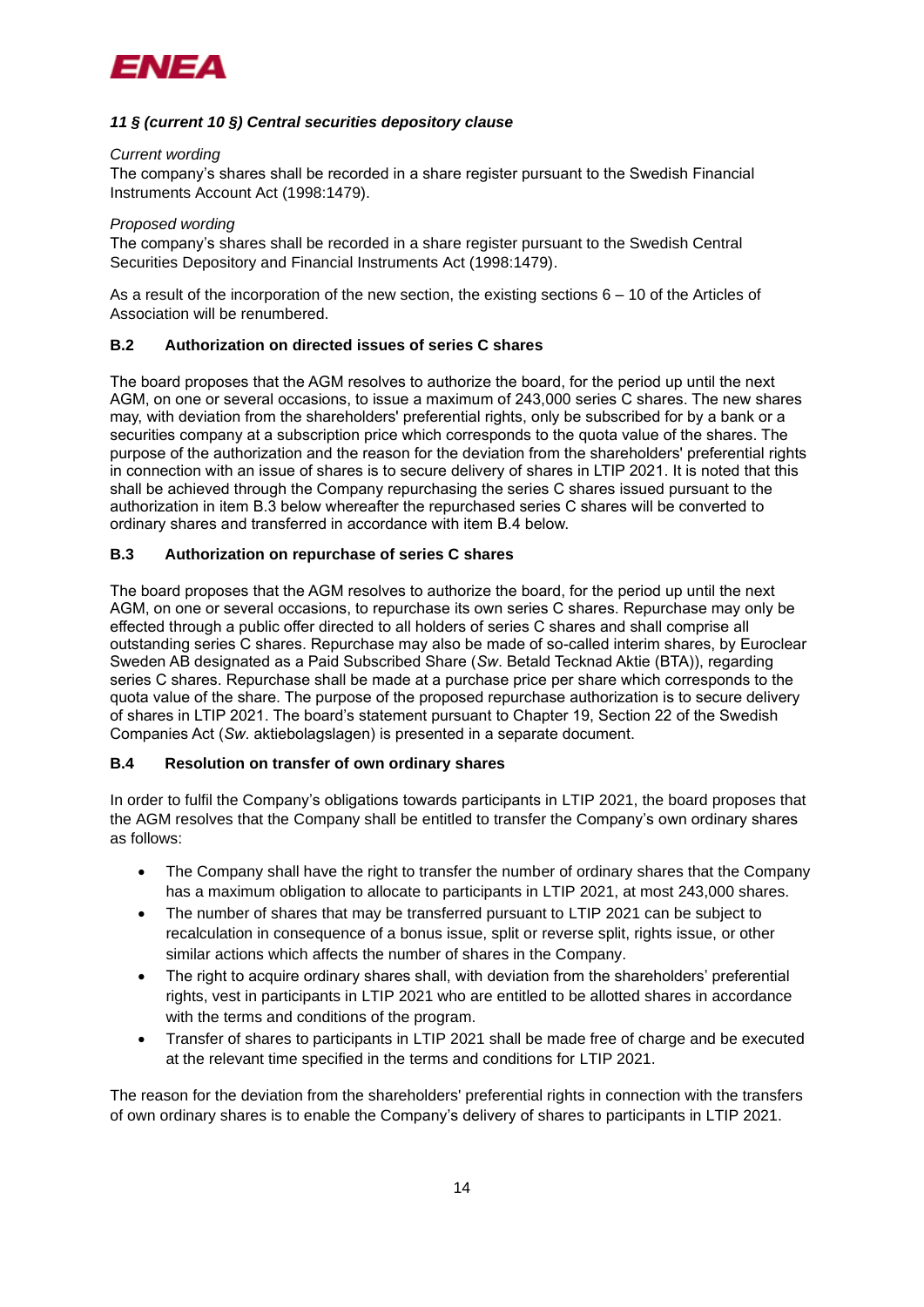***11 § (current 10 §) Central securities depository clause***

*Current wording*

The company's shares shall be recorded in a share register pursuant to the Swedish Financial Instruments Account Act (1998:1479).

*Proposed wording*

The company's shares shall be recorded in a share register pursuant to the Swedish Central Securities Depository and Financial Instruments Act (1998:1479).

As a result of the incorporation of the new section, the existing sections 6 – 10 of the Articles of Association will be renumbered.

### B.2 Authorization on directed issues of series C shares

The board proposes that the AGM resolves to authorize the board, for the period up until the next AGM, on one or several occasions, to issue a maximum of 243,000 series C shares. The new shares may, with deviation from the shareholders' preferential rights, only be subscribed for by a bank or a securities company at a subscription price which corresponds to the quota value of the shares. The purpose of the authorization and the reason for the deviation from the shareholders' preferential rights in connection with an issue of shares is to secure delivery of shares in LTIP 2021. It is noted that this shall be achieved through the Company repurchasing the series C shares issued pursuant to the authorization in item B.3 below whereafter the repurchased series C shares will be converted to ordinary shares and transferred in accordance with item B.4 below.

### B.3 Authorization on repurchase of series C shares

The board proposes that the AGM resolves to authorize the board, for the period up until the next AGM, on one or several occasions, to repurchase its own series C shares. Repurchase may only be effected through a public offer directed to all holders of series C shares and shall comprise all outstanding series C shares. Repurchase may also be made of so-called interim shares, by Euroclear Sweden AB designated as a Paid Subscribed Share (*Sw*. Betald Tecknad Aktie (BTA)), regarding series C shares. Repurchase shall be made at a purchase price per share which corresponds to the quota value of the share. The purpose of the proposed repurchase authorization is to secure delivery of shares in LTIP 2021. The board's statement pursuant to Chapter 19, Section 22 of the Swedish Companies Act (*Sw*. aktiebolagslagen) is presented in a separate document.

### B.4 Resolution on transfer of own ordinary shares

In order to fulfil the Company's obligations towards participants in LTIP 2021, the board proposes that the AGM resolves that the Company shall be entitled to transfer the Company's own ordinary shares as follows:

- The Company shall have the right to transfer the number of ordinary shares that the Company has a maximum obligation to allocate to participants in LTIP 2021, at most 243,000 shares.
- The number of shares that may be transferred pursuant to LTIP 2021 can be subject to recalculation in consequence of a bonus issue, split or reverse split, rights issue, or other similar actions which affects the number of shares in the Company.
- The right to acquire ordinary shares shall, with deviation from the shareholders' preferential rights, vest in participants in LTIP 2021 who are entitled to be allotted shares in accordance with the terms and conditions of the program.
- Transfer of shares to participants in LTIP 2021 shall be made free of charge and be executed at the relevant time specified in the terms and conditions for LTIP 2021.

The reason for the deviation from the shareholders' preferential rights in connection with the transfers of own ordinary shares is to enable the Company's delivery of shares to participants in LTIP 2021.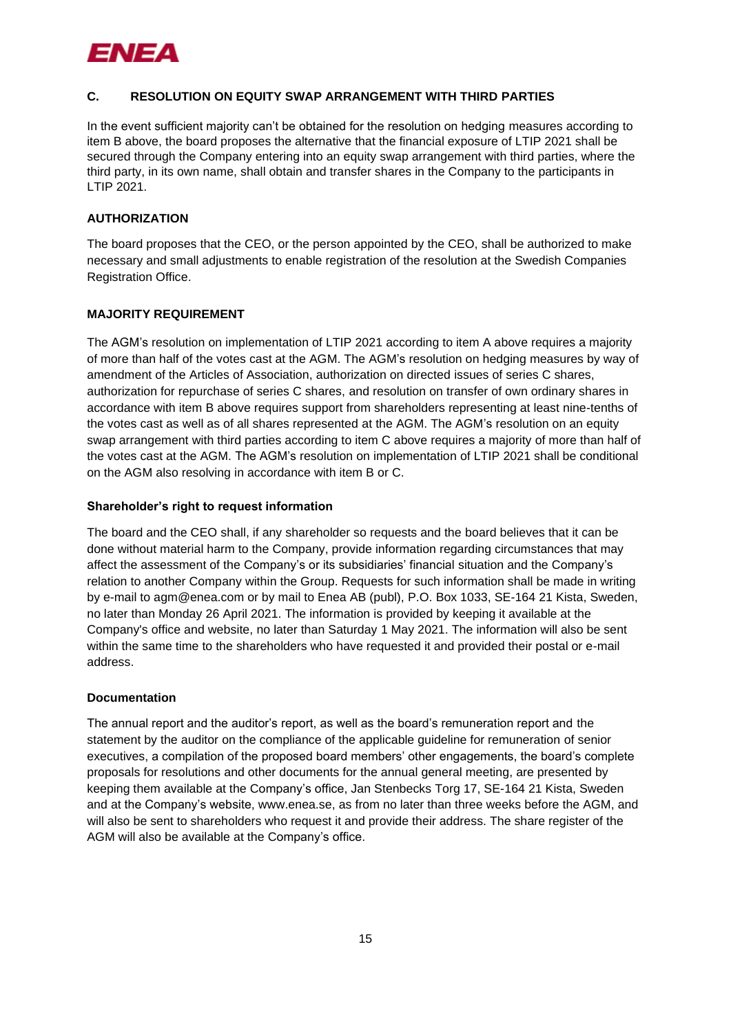## C. RESOLUTION ON EQUITY SWAP ARRANGEMENT WITH THIRD PARTIES

In the event sufficient majority can't be obtained for the resolution on hedging measures according to item B above, the board proposes the alternative that the financial exposure of LTIP 2021 shall be secured through the Company entering into an equity swap arrangement with third parties, where the third party, in its own name, shall obtain and transfer shares in the Company to the participants in LTIP 2021.

### AUTHORIZATION

The board proposes that the CEO, or the person appointed by the CEO, shall be authorized to make necessary and small adjustments to enable registration of the resolution at the Swedish Companies Registration Office.

### MAJORITY REQUIREMENT

The AGM's resolution on implementation of LTIP 2021 according to item A above requires a majority of more than half of the votes cast at the AGM. The AGM's resolution on hedging measures by way of amendment of the Articles of Association, authorization on directed issues of series C shares, authorization for repurchase of series C shares, and resolution on transfer of own ordinary shares in accordance with item B above requires support from shareholders representing at least nine-tenths of the votes cast as well as of all shares represented at the AGM. The AGM's resolution on an equity swap arrangement with third parties according to item C above requires a majority of more than half of the votes cast at the AGM. The AGM's resolution on implementation of LTIP 2021 shall be conditional on the AGM also resolving in accordance with item B or C.

### Shareholder's right to request information

The board and the CEO shall, if any shareholder so requests and the board believes that it can be done without material harm to the Company, provide information regarding circumstances that may affect the assessment of the Company's or its subsidiaries' financial situation and the Company's relation to another Company within the Group. Requests for such information shall be made in writing by e-mail to agm@enea.com or by mail to Enea AB (publ), P.O. Box 1033, SE-164 21 Kista, Sweden, no later than Monday 26 April 2021. The information is provided by keeping it available at the Company's office and website, no later than Saturday 1 May 2021. The information will also be sent within the same time to the shareholders who have requested it and provided their postal or e-mail address.

### Documentation

The annual report and the auditor's report, as well as the board's remuneration report and the statement by the auditor on the compliance of the applicable guideline for remuneration of senior executives, a compilation of the proposed board members' other engagements, the board's complete proposals for resolutions and other documents for the annual general meeting, are presented by keeping them available at the Company's office, Jan Stenbecks Torg 17, SE-164 21 Kista, Sweden and at the Company's website, www.enea.se, as from no later than three weeks before the AGM, and will also be sent to shareholders who request it and provide their address. The share register of the AGM will also be available at the Company's office.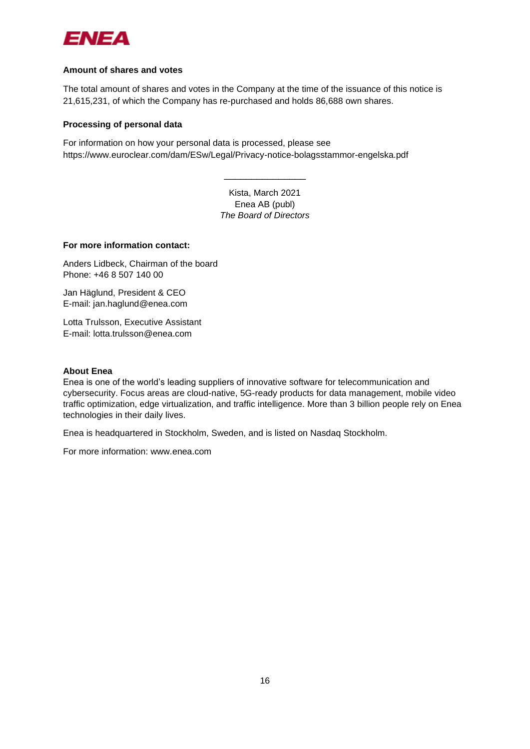**Amount of shares and votes**

The total amount of shares and votes in the Company at the time of the issuance of this notice is 21,615,231, of which the Company has re-purchased and holds 86,688 own shares.

**Processing of personal data**

For information on how your personal data is processed, please see https://www.euroclear.com/dam/ESw/Legal/Privacy-notice-bolagsstammor-engelska.pdf

\_\_\_\_\_\_\_\_\_\_\_\_\_\_\_\_

Kista, March 2021
Enea AB (publ)
*The Board of Directors*

**For more information contact:**

Anders Lidbeck, Chairman of the board
Phone: +46 8 507 140 00

Jan Häglund, President & CEO
E-mail: jan.haglund@enea.com

Lotta Trulsson, Executive Assistant
E-mail: lotta.trulsson@enea.com

**About Enea**

Enea is one of the world's leading suppliers of innovative software for telecommunication and cybersecurity. Focus areas are cloud-native, 5G-ready products for data management, mobile video traffic optimization, edge virtualization, and traffic intelligence. More than 3 billion people rely on Enea technologies in their daily lives.

Enea is headquartered in Stockholm, Sweden, and is listed on Nasdaq Stockholm.

For more information: www.enea.com